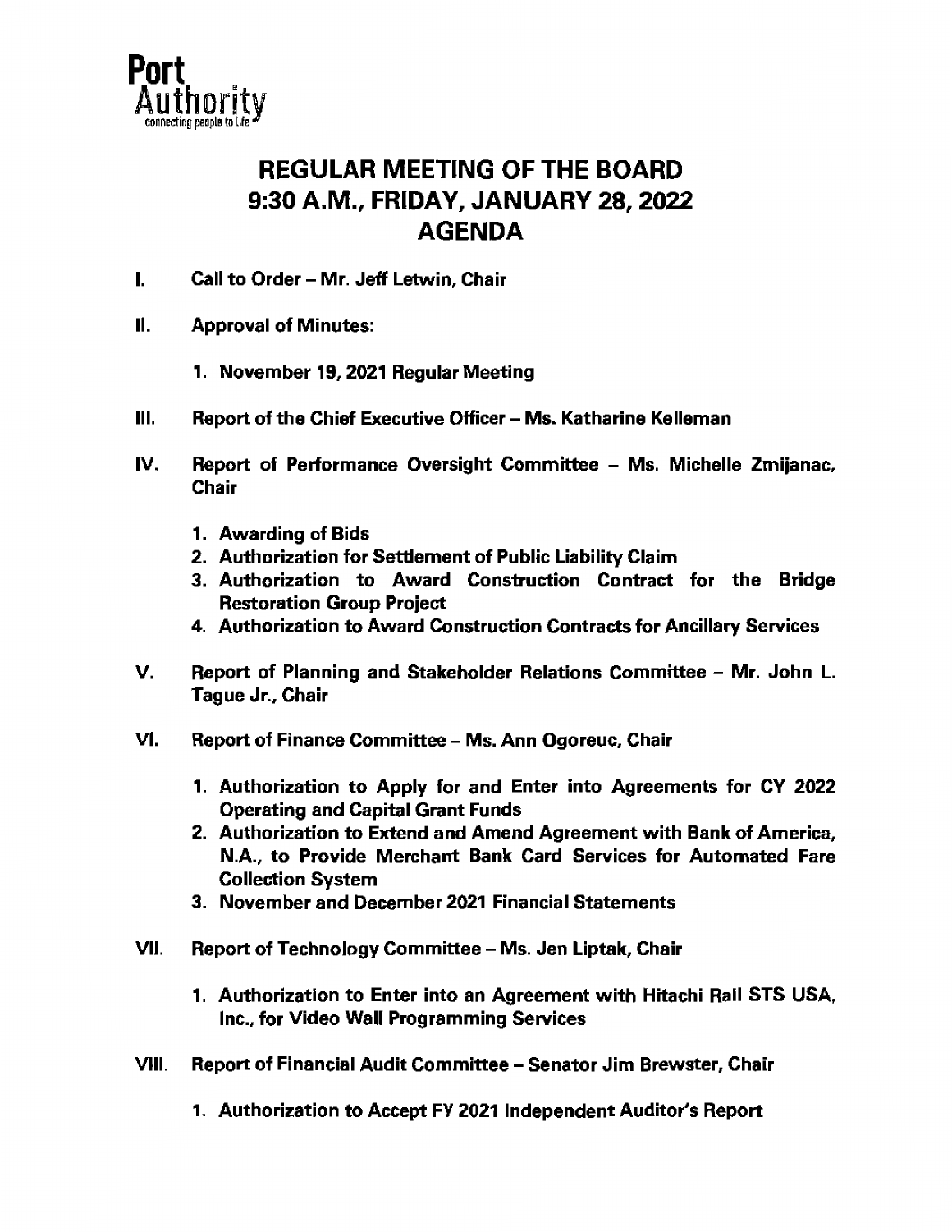Port Authority
connecting people to life

# REGULAR MEETING OF THE BOARD
# 9:30 A.M., FRIDAY, JANUARY 28, 2022
# AGENDA

I. **Call to Order – Mr. Jeff Letwin, Chair**

II. **Approval of Minutes:**

   1. **November 19, 2021 Regular Meeting**

III. **Report of the Chief Executive Officer – Ms. Katharine Kelleman**

IV. **Report of Performance Oversight Committee – Ms. Michelle Zmijanac, Chair**

   1. **Awarding of Bids**
   2. **Authorization for Settlement of Public Liability Claim**
   3. **Authorization to Award Construction Contract for the Bridge Restoration Group Project**
   4. **Authorization to Award Construction Contracts for Ancillary Services**

V. **Report of Planning and Stakeholder Relations Committee – Mr. John L. Tague Jr., Chair**

VI. **Report of Finance Committee – Ms. Ann Ogoreuc, Chair**

   1. **Authorization to Apply for and Enter into Agreements for CY 2022 Operating and Capital Grant Funds**
   2. **Authorization to Extend and Amend Agreement with Bank of America, N.A., to Provide Merchant Bank Card Services for Automated Fare Collection System**
   3. **November and December 2021 Financial Statements**

VII. **Report of Technology Committee – Ms. Jen Liptak, Chair**

   1. **Authorization to Enter into an Agreement with Hitachi Rail STS USA, Inc., for Video Wall Programming Services**

VIII. **Report of Financial Audit Committee – Senator Jim Brewster, Chair**

   1. **Authorization to Accept FY 2021 Independent Auditor's Report**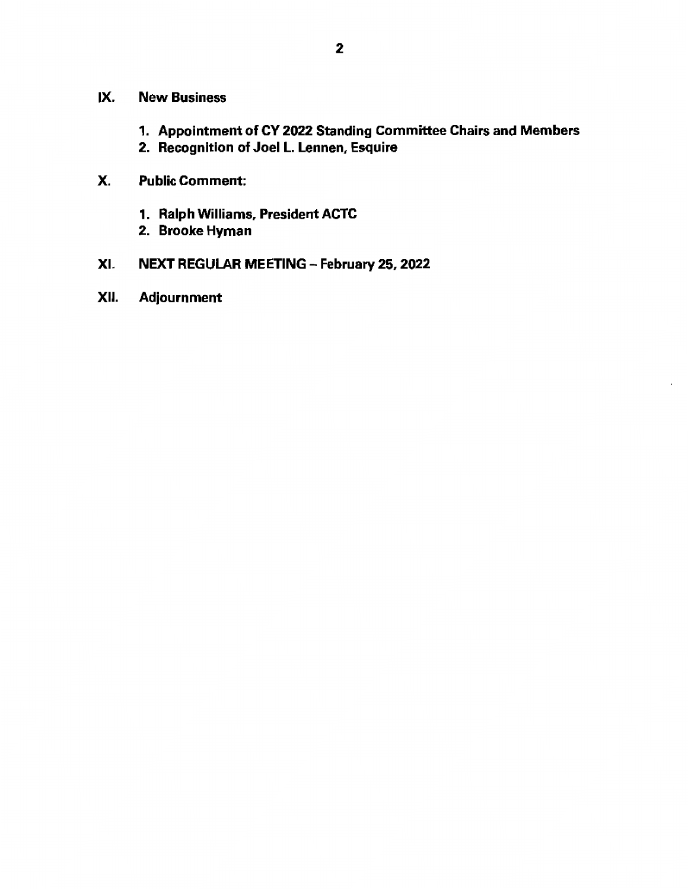## IX. New Business

1. Appointment of CY 2022 Standing Committee Chairs and Members
2. Recognition of Joel L. Lennen, Esquire

## X. Public Comment:

1. Ralph Williams, President ACTC
2. Brooke Hyman

## XI. NEXT REGULAR MEETING – February 25, 2022

## XII. Adjournment